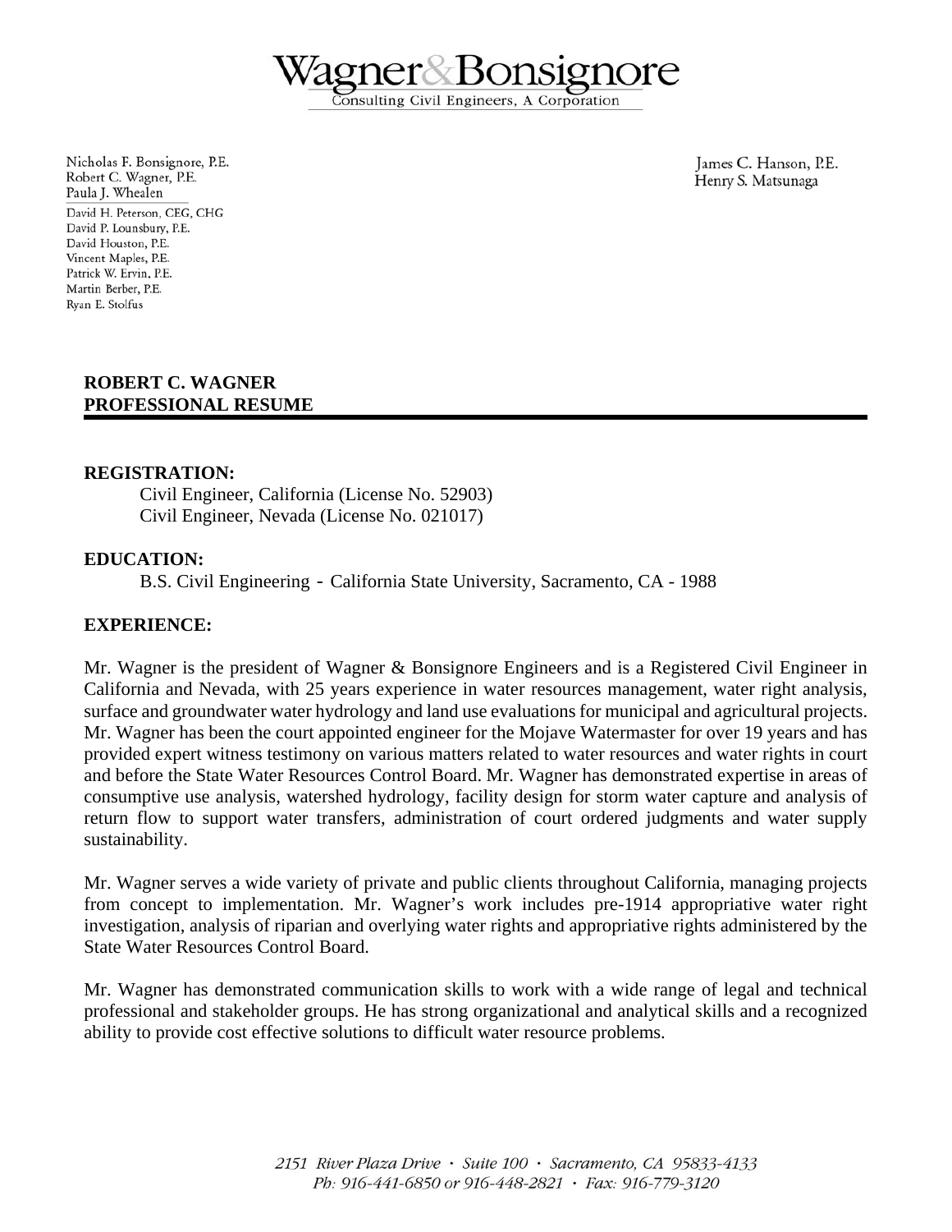# Wagner & Bonsignore

Consulting Civil Engineers, A Corporation

Nicholas F. Bonsignore, P.E.
Robert C. Wagner, P.E.
Paula J. Whealen

David H. Peterson, CEG, CHG
David P. Lounsbury, P.E.
David Houston, P.E.
Vincent Maples, P.E.
Patrick W. Ervin, P.E.
Martin Berber, P.E.
Ryan E. Stolfus

James C. Hanson, P.E.
Henry S. Matsunaga

## ROBERT C. WAGNER
## PROFESSIONAL RESUME

### REGISTRATION:

Civil Engineer, California (License No. 52903)
Civil Engineer, Nevada (License No. 021017)

### EDUCATION:

B.S. Civil Engineering - California State University, Sacramento, CA - 1988

### EXPERIENCE:

Mr. Wagner is the president of Wagner & Bonsignore Engineers and is a Registered Civil Engineer in California and Nevada, with 25 years experience in water resources management, water right analysis, surface and groundwater water hydrology and land use evaluations for municipal and agricultural projects. Mr. Wagner has been the court appointed engineer for the Mojave Watermaster for over 19 years and has provided expert witness testimony on various matters related to water resources and water rights in court and before the State Water Resources Control Board. Mr. Wagner has demonstrated expertise in areas of consumptive use analysis, watershed hydrology, facility design for storm water capture and analysis of return flow to support water transfers, administration of court ordered judgments and water supply sustainability.

Mr. Wagner serves a wide variety of private and public clients throughout California, managing projects from concept to implementation. Mr. Wagner's work includes pre-1914 appropriative water right investigation, analysis of riparian and overlying water rights and appropriative rights administered by the State Water Resources Control Board.

Mr. Wagner has demonstrated communication skills to work with a wide range of legal and technical professional and stakeholder groups. He has strong organizational and analytical skills and a recognized ability to provide cost effective solutions to difficult water resource problems.

2151 River Plaza Drive · Suite 100 · Sacramento, CA 95833-4133
Ph: 916-441-6850 or 916-448-2821 · Fax: 916-779-3120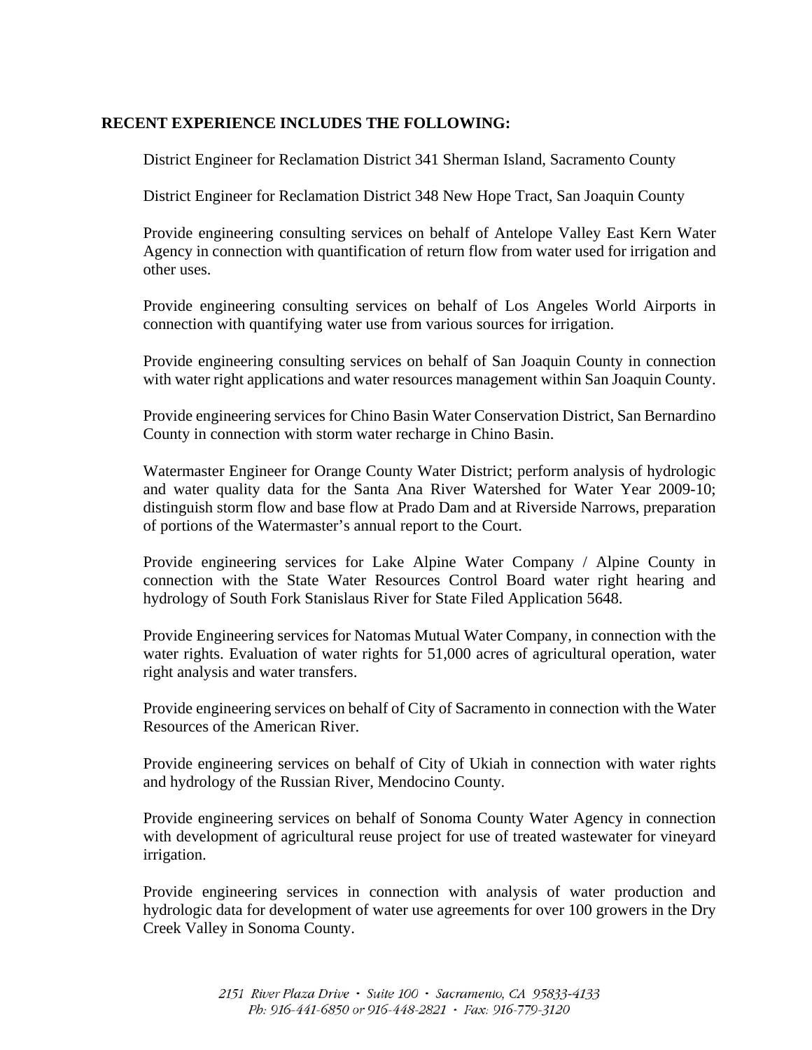**RECENT EXPERIENCE INCLUDES THE FOLLOWING:**

District Engineer for Reclamation District 341 Sherman Island, Sacramento County

District Engineer for Reclamation District 348 New Hope Tract, San Joaquin County

Provide engineering consulting services on behalf of Antelope Valley East Kern Water Agency in connection with quantification of return flow from water used for irrigation and other uses.

Provide engineering consulting services on behalf of Los Angeles World Airports in connection with quantifying water use from various sources for irrigation.

Provide engineering consulting services on behalf of San Joaquin County in connection with water right applications and water resources management within San Joaquin County.

Provide engineering services for Chino Basin Water Conservation District, San Bernardino County in connection with storm water recharge in Chino Basin.

Watermaster Engineer for Orange County Water District; perform analysis of hydrologic and water quality data for the Santa Ana River Watershed for Water Year 2009-10; distinguish storm flow and base flow at Prado Dam and at Riverside Narrows, preparation of portions of the Watermaster's annual report to the Court.

Provide engineering services for Lake Alpine Water Company / Alpine County in connection with the State Water Resources Control Board water right hearing and hydrology of South Fork Stanislaus River for State Filed Application 5648.

Provide Engineering services for Natomas Mutual Water Company, in connection with the water rights. Evaluation of water rights for 51,000 acres of agricultural operation, water right analysis and water transfers.

Provide engineering services on behalf of City of Sacramento in connection with the Water Resources of the American River.

Provide engineering services on behalf of City of Ukiah in connection with water rights and hydrology of the Russian River, Mendocino County.

Provide engineering services on behalf of Sonoma County Water Agency in connection with development of agricultural reuse project for use of treated wastewater for vineyard irrigation.

Provide engineering services in connection with analysis of water production and hydrologic data for development of water use agreements for over 100 growers in the Dry Creek Valley in Sonoma County.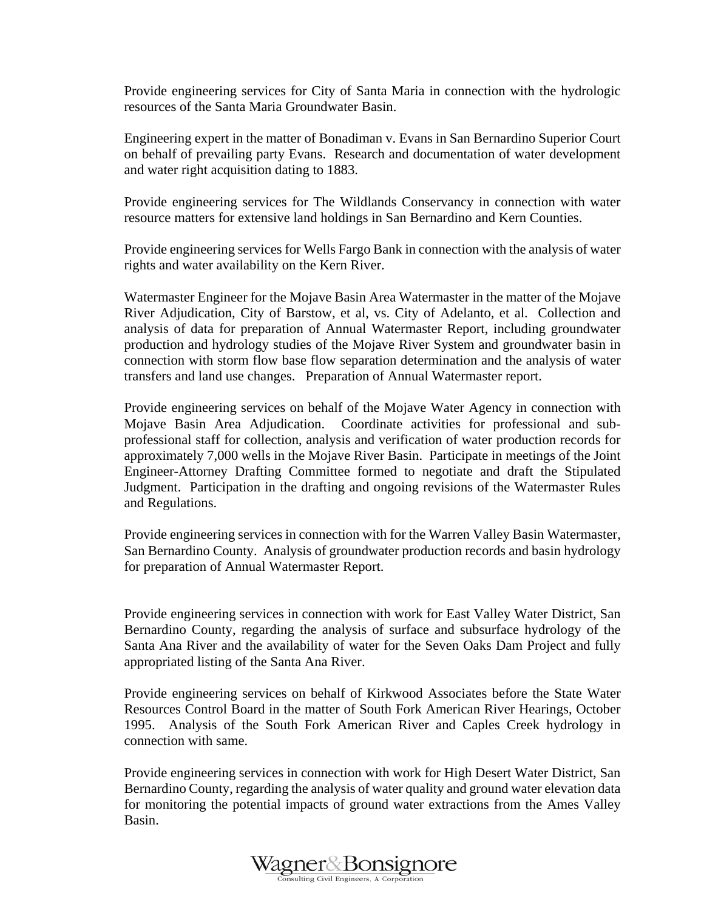Provide engineering services for City of Santa Maria in connection with the hydrologic resources of the Santa Maria Groundwater Basin.

Engineering expert in the matter of Bonadiman v. Evans in San Bernardino Superior Court on behalf of prevailing party Evans. Research and documentation of water development and water right acquisition dating to 1883.

Provide engineering services for The Wildlands Conservancy in connection with water resource matters for extensive land holdings in San Bernardino and Kern Counties.

Provide engineering services for Wells Fargo Bank in connection with the analysis of water rights and water availability on the Kern River.

Watermaster Engineer for the Mojave Basin Area Watermaster in the matter of the Mojave River Adjudication, City of Barstow, et al, vs. City of Adelanto, et al. Collection and analysis of data for preparation of Annual Watermaster Report, including groundwater production and hydrology studies of the Mojave River System and groundwater basin in connection with storm flow base flow separation determination and the analysis of water transfers and land use changes. Preparation of Annual Watermaster report.

Provide engineering services on behalf of the Mojave Water Agency in connection with Mojave Basin Area Adjudication. Coordinate activities for professional and sub-professional staff for collection, analysis and verification of water production records for approximately 7,000 wells in the Mojave River Basin. Participate in meetings of the Joint Engineer-Attorney Drafting Committee formed to negotiate and draft the Stipulated Judgment. Participation in the drafting and ongoing revisions of the Watermaster Rules and Regulations.

Provide engineering services in connection with for the Warren Valley Basin Watermaster, San Bernardino County. Analysis of groundwater production records and basin hydrology for preparation of Annual Watermaster Report.

Provide engineering services in connection with work for East Valley Water District, San Bernardino County, regarding the analysis of surface and subsurface hydrology of the Santa Ana River and the availability of water for the Seven Oaks Dam Project and fully appropriated listing of the Santa Ana River.

Provide engineering services on behalf of Kirkwood Associates before the State Water Resources Control Board in the matter of South Fork American River Hearings, October 1995. Analysis of the South Fork American River and Caples Creek hydrology in connection with same.

Provide engineering services in connection with work for High Desert Water District, San Bernardino County, regarding the analysis of water quality and ground water elevation data for monitoring the potential impacts of ground water extractions from the Ames Valley Basin.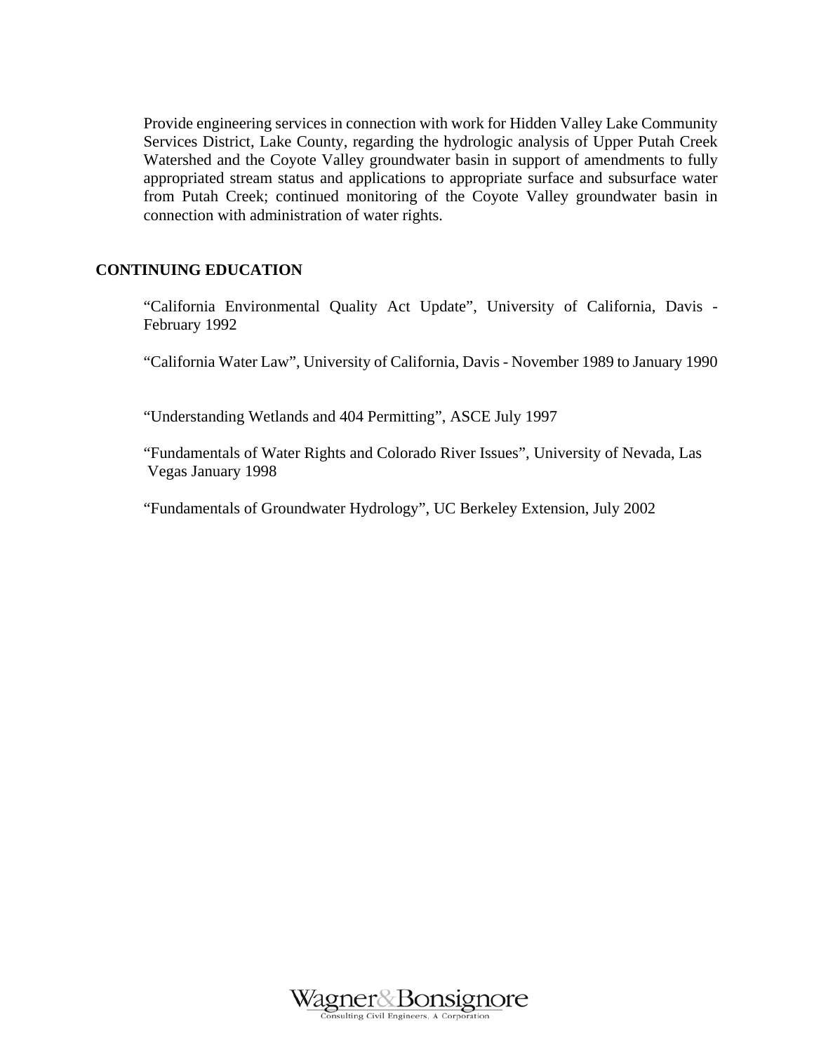Provide engineering services in connection with work for Hidden Valley Lake Community Services District, Lake County, regarding the hydrologic analysis of Upper Putah Creek Watershed and the Coyote Valley groundwater basin in support of amendments to fully appropriated stream status and applications to appropriate surface and subsurface water from Putah Creek; continued monitoring of the Coyote Valley groundwater basin in connection with administration of water rights.

## CONTINUING EDUCATION

"California Environmental Quality Act Update", University of California, Davis - February 1992

"California Water Law", University of California, Davis - November 1989 to January 1990

"Understanding Wetlands and 404 Permitting", ASCE July 1997

"Fundamentals of Water Rights and Colorado River Issues", University of Nevada, Las Vegas January 1998

"Fundamentals of Groundwater Hydrology", UC Berkeley Extension, July 2002